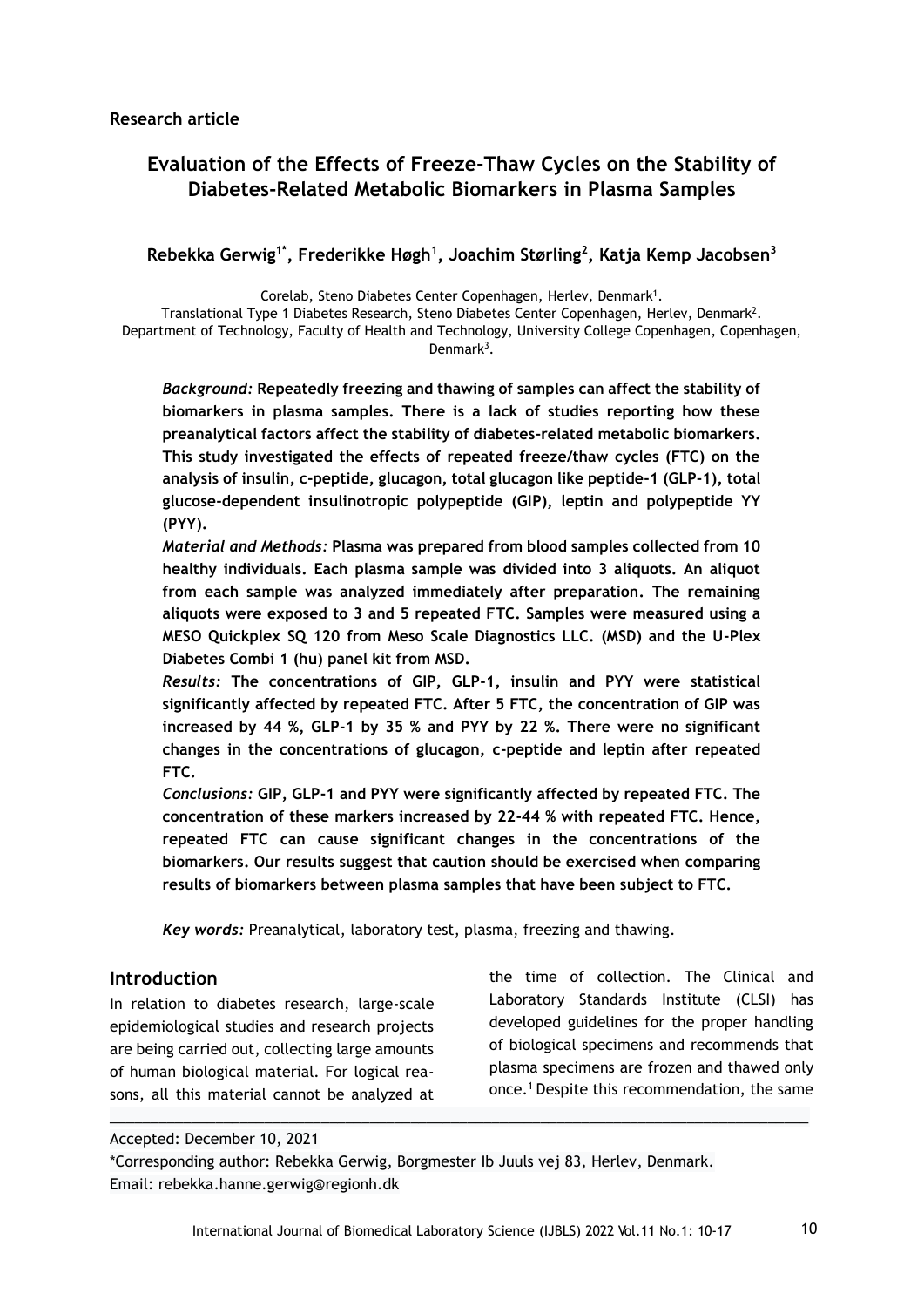**Research article**

# Evaluation of the Effects of Freeze-Thaw Cycles on the Stability of Diabetes-Related Metabolic Biomarkers in Plasma Samples

**Rebekka Gerwig[1*], Frederikke Høgh[1], Joachim Størling[2], Katja Kemp Jacobsen[3]**

Corelab, Steno Diabetes Center Copenhagen, Herlev, Denmark[1].
Translational Type 1 Diabetes Research, Steno Diabetes Center Copenhagen, Herlev, Denmark[2].
Department of Technology, Faculty of Health and Technology, University College Copenhagen, Copenhagen, Denmark[3].

***Background:*** **Repeatedly freezing and thawing of samples can affect the stability of biomarkers in plasma samples. There is a lack of studies reporting how these preanalytical factors affect the stability of diabetes-related metabolic biomarkers. This study investigated the effects of repeated freeze/thaw cycles (FTC) on the analysis of insulin, c-peptide, glucagon, total glucagon like peptide-1 (GLP-1), total glucose-dependent insulinotropic polypeptide (GIP), leptin and polypeptide YY (PYY).**

***Material and Methods:*** **Plasma was prepared from blood samples collected from 10 healthy individuals. Each plasma sample was divided into 3 aliquots. An aliquot from each sample was analyzed immediately after preparation. The remaining aliquots were exposed to 3 and 5 repeated FTC. Samples were measured using a MESO Quickplex SQ 120 from Meso Scale Diagnostics LLC. (MSD) and the U-Plex Diabetes Combi 1 (hu) panel kit from MSD.**

***Results:*** **The concentrations of GIP, GLP-1, insulin and PYY were statistical significantly affected by repeated FTC. After 5 FTC, the concentration of GIP was increased by 44 %, GLP-1 by 35 % and PYY by 22 %. There were no significant changes in the concentrations of glucagon, c-peptide and leptin after repeated FTC.**

***Conclusions:*** **GIP, GLP-1 and PYY were significantly affected by repeated FTC. The concentration of these markers increased by 22-44 % with repeated FTC. Hence, repeated FTC can cause significant changes in the concentrations of the biomarkers. Our results suggest that caution should be exercised when comparing results of biomarkers between plasma samples that have been subject to FTC.**

***Key words:*** Preanalytical, laboratory test, plasma, freezing and thawing.

## Introduction

In relation to diabetes research, large-scale epidemiological studies and research projects are being carried out, collecting large amounts of human biological material. For logical reasons, all this material cannot be analyzed at the time of collection. The Clinical and Laboratory Standards Institute (CLSI) has developed guidelines for the proper handling of biological specimens and recommends that plasma specimens are frozen and thawed only once.[1] Despite this recommendation, the same

---

Accepted: December 10, 2021

*Corresponding author: Rebekka Gerwig, Borgmester Ib Juuls vej 83, Herlev, Denmark.
Email: rebekka.hanne.gerwig@regionh.dk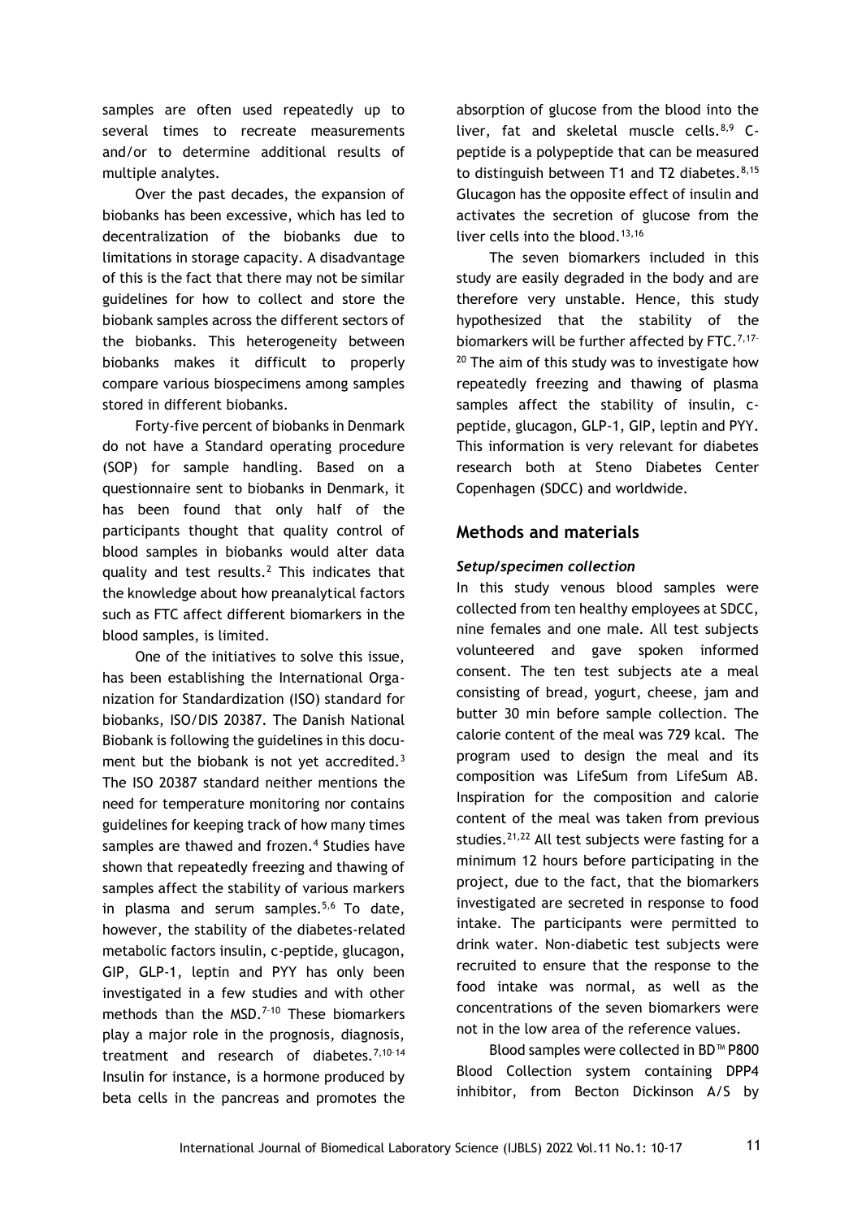samples are often used repeatedly up to several times to recreate measurements and/or to determine additional results of multiple analytes.

Over the past decades, the expansion of biobanks has been excessive, which has led to decentralization of the biobanks due to limitations in storage capacity. A disadvantage of this is the fact that there may not be similar guidelines for how to collect and store the biobank samples across the different sectors of the biobanks. This heterogeneity between biobanks makes it difficult to properly compare various biospecimens among samples stored in different biobanks.

Forty-five percent of biobanks in Denmark do not have a Standard operating procedure (SOP) for sample handling. Based on a questionnaire sent to biobanks in Denmark, it has been found that only half of the participants thought that quality control of blood samples in biobanks would alter data quality and test results.[2] This indicates that the knowledge about how preanalytical factors such as FTC affect different biomarkers in the blood samples, is limited.

One of the initiatives to solve this issue, has been establishing the International Organization for Standardization (ISO) standard for biobanks, ISO/DIS 20387. The Danish National Biobank is following the guidelines in this document but the biobank is not yet accredited.[3] The ISO 20387 standard neither mentions the need for temperature monitoring nor contains guidelines for keeping track of how many times samples are thawed and frozen.[4] Studies have shown that repeatedly freezing and thawing of samples affect the stability of various markers in plasma and serum samples.[5,6] To date, however, the stability of the diabetes-related metabolic factors insulin, c-peptide, glucagon, GIP, GLP-1, leptin and PYY has only been investigated in a few studies and with other methods than the MSD.[7-10] These biomarkers play a major role in the prognosis, diagnosis, treatment and research of diabetes.[7,10-14] Insulin for instance, is a hormone produced by beta cells in the pancreas and promotes the absorption of glucose from the blood into the liver, fat and skeletal muscle cells.[8,9] C-peptide is a polypeptide that can be measured to distinguish between T1 and T2 diabetes.[8,15] Glucagon has the opposite effect of insulin and activates the secretion of glucose from the liver cells into the blood.[13,16]

The seven biomarkers included in this study are easily degraded in the body and are therefore very unstable. Hence, this study hypothesized that the stability of the biomarkers will be further affected by FTC.[7,17-20] The aim of this study was to investigate how repeatedly freezing and thawing of plasma samples affect the stability of insulin, c-peptide, glucagon, GLP-1, GIP, leptin and PYY. This information is very relevant for diabetes research both at Steno Diabetes Center Copenhagen (SDCC) and worldwide.

## Methods and materials

### *Setup/specimen collection*

In this study venous blood samples were collected from ten healthy employees at SDCC, nine females and one male. All test subjects volunteered and gave spoken informed consent. The ten test subjects ate a meal consisting of bread, yogurt, cheese, jam and butter 30 min before sample collection. The calorie content of the meal was 729 kcal. The program used to design the meal and its composition was LifeSum from LifeSum AB. Inspiration for the composition and calorie content of the meal was taken from previous studies.[21,22] All test subjects were fasting for a minimum 12 hours before participating in the project, due to the fact, that the biomarkers investigated are secreted in response to food intake. The participants were permitted to drink water. Non-diabetic test subjects were recruited to ensure that the response to the food intake was normal, as well as the concentrations of the seven biomarkers were not in the low area of the reference values.

Blood samples were collected in BD™ P800 Blood Collection system containing DPP4 inhibitor, from Becton Dickinson A/S by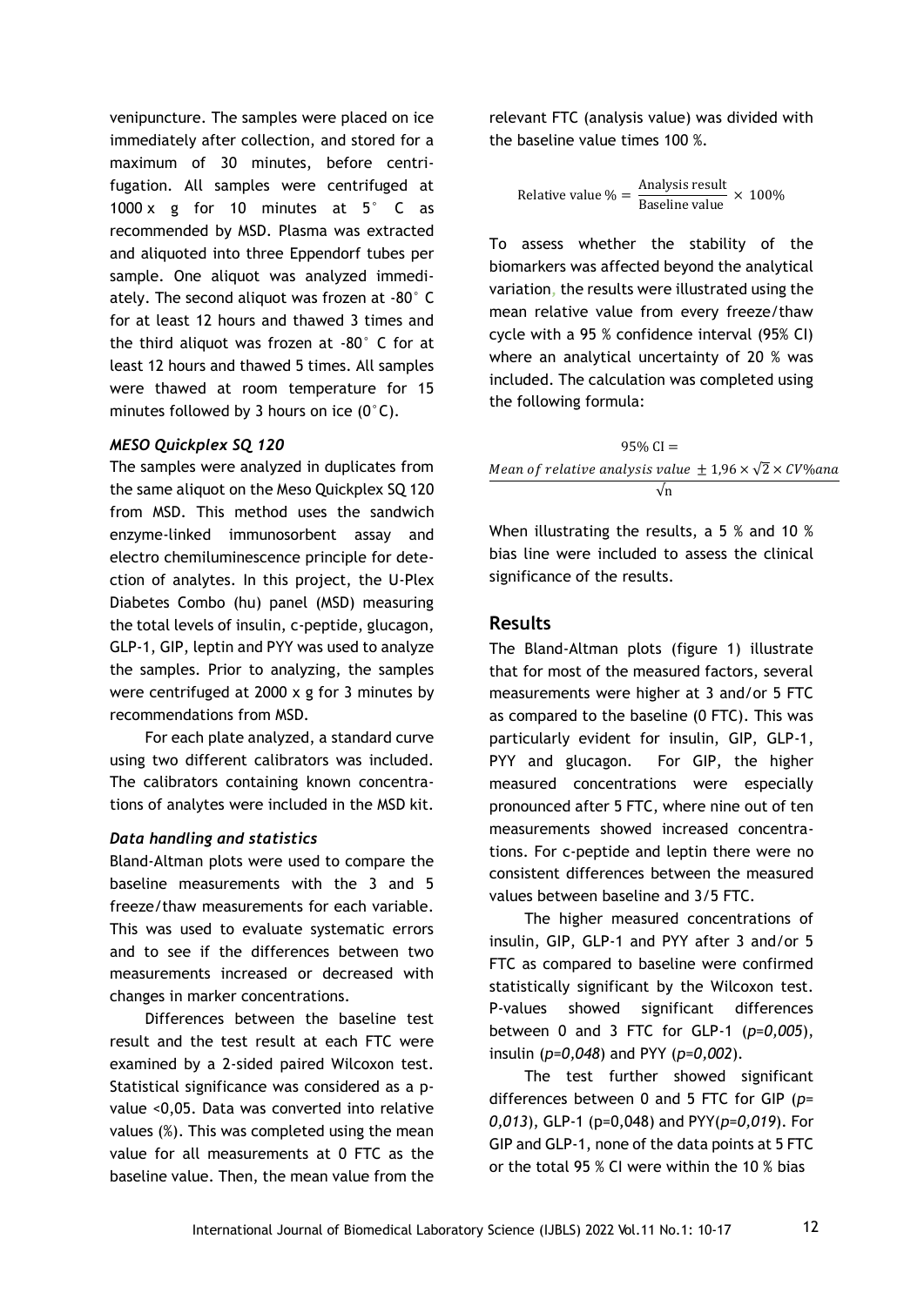venipuncture. The samples were placed on ice immediately after collection, and stored for a maximum of 30 minutes, before centrifugation. All samples were centrifuged at 1000 x g for 10 minutes at 5° C as recommended by MSD. Plasma was extracted and aliquoted into three Eppendorf tubes per sample. One aliquot was analyzed immediately. The second aliquot was frozen at -80° C for at least 12 hours and thawed 3 times and the third aliquot was frozen at -80° C for at least 12 hours and thawed 5 times. All samples were thawed at room temperature for 15 minutes followed by 3 hours on ice (0°C).

### *MESO Quickplex SQ 120*

The samples were analyzed in duplicates from the same aliquot on the Meso Quickplex SQ 120 from MSD. This method uses the sandwich enzyme-linked immunosorbent assay and electro chemiluminescence principle for detection of analytes. In this project, the U-Plex Diabetes Combo (hu) panel (MSD) measuring the total levels of insulin, c-peptide, glucagon, GLP-1, GIP, leptin and PYY was used to analyze the samples. Prior to analyzing, the samples were centrifuged at 2000 x g for 3 minutes by recommendations from MSD.

For each plate analyzed, a standard curve using two different calibrators was included. The calibrators containing known concentrations of analytes were included in the MSD kit.

### *Data handling and statistics*

Bland-Altman plots were used to compare the baseline measurements with the 3 and 5 freeze/thaw measurements for each variable. This was used to evaluate systematic errors and to see if the differences between two measurements increased or decreased with changes in marker concentrations.

Differences between the baseline test result and the test result at each FTC were examined by a 2-sided paired Wilcoxon test. Statistical significance was considered as a p-value <0,05. Data was converted into relative values (%). This was completed using the mean value for all measurements at 0 FTC as the baseline value. Then, the mean value from the relevant FTC (analysis value) was divided with the baseline value times 100 %.

$$\text{Relative value \%} = \frac{\text{Analysis result}}{\text{Baseline value}} \times 100\%$$

To assess whether the stability of the biomarkers was affected beyond the analytical variation, the results were illustrated using the mean relative value from every freeze/thaw cycle with a 95 % confidence interval (95% CI) where an analytical uncertainty of 20 % was included. The calculation was completed using the following formula:

$$95\%\ \text{CI} = \frac{\textit{Mean of relative analysis value } \pm 1{,}96 \times \sqrt{2} \times CV\%ana}{\sqrt{n}}$$

When illustrating the results, a 5 % and 10 % bias line were included to assess the clinical significance of the results.

## Results

The Bland-Altman plots (figure 1) illustrate that for most of the measured factors, several measurements were higher at 3 and/or 5 FTC as compared to the baseline (0 FTC). This was particularly evident for insulin, GIP, GLP-1, PYY and glucagon. For GIP, the higher measured concentrations were especially pronounced after 5 FTC, where nine out of ten measurements showed increased concentrations. For c-peptide and leptin there were no consistent differences between the measured values between baseline and 3/5 FTC.

The higher measured concentrations of insulin, GIP, GLP-1 and PYY after 3 and/or 5 FTC as compared to baseline were confirmed statistically significant by the Wilcoxon test. P-values showed significant differences between 0 and 3 FTC for GLP-1 (*p=0,005*), insulin (*p=0,048*) and PYY (*p=0,002*).

The test further showed significant differences between 0 and 5 FTC for GIP (*p= 0,013*), GLP-1 (p=0,048) and PYY(*p=0,019*). For GIP and GLP-1, none of the data points at 5 FTC or the total 95 % CI were within the 10 % bias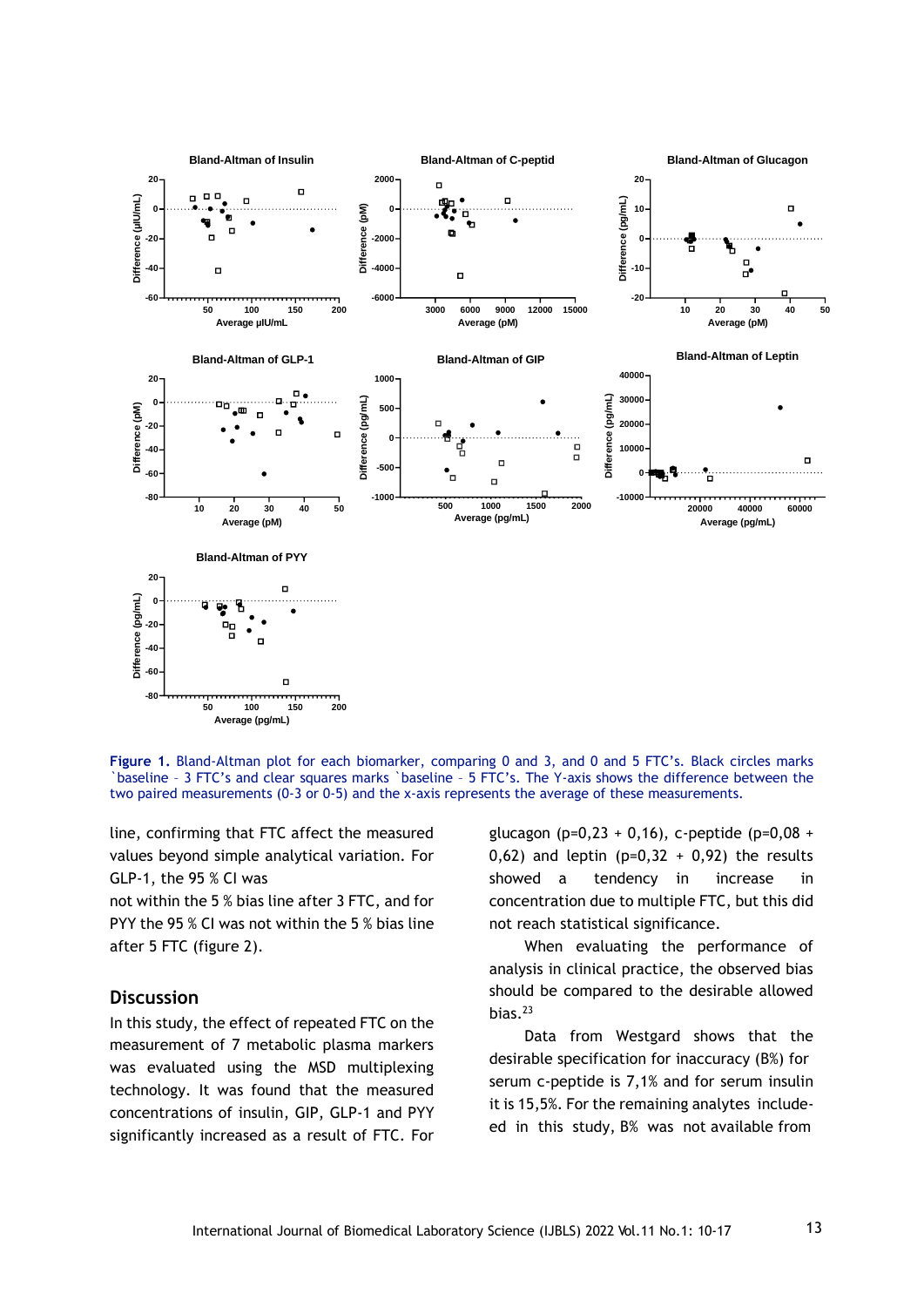**Figure 1.** Bland-Altman plot for each biomarker, comparing 0 and 3, and 0 and 5 FTC's. Black circles marks `baseline – 3 FTC's and clear squares marks `baseline – 5 FTC's. The Y-axis shows the difference between the two paired measurements (0-3 or 0-5) and the x-axis represents the average of these measurements.

line, confirming that FTC affect the measured values beyond simple analytical variation. For GLP-1, the 95 % CI was not within the 5 % bias line after 3 FTC, and for PYY the 95 % CI was not within the 5 % bias line after 5 FTC (figure 2).

## Discussion

In this study, the effect of repeated FTC on the measurement of 7 metabolic plasma markers was evaluated using the MSD multiplexing technology. It was found that the measured concentrations of insulin, GIP, GLP-1 and PYY significantly increased as a result of FTC. For glucagon (p=0,23 + 0,16), c-peptide (p=0,08 + 0,62) and leptin (p=0,32 + 0,92) the results showed a tendency in increase in concentration due to multiple FTC, but this did not reach statistical significance.

When evaluating the performance of analysis in clinical practice, the observed bias should be compared to the desirable allowed bias.[23]

Data from Westgard shows that the desirable specification for inaccuracy (B%) for serum c-peptide is 7,1% and for serum insulin it is 15,5%. For the remaining analytes included in this study, B% was not available from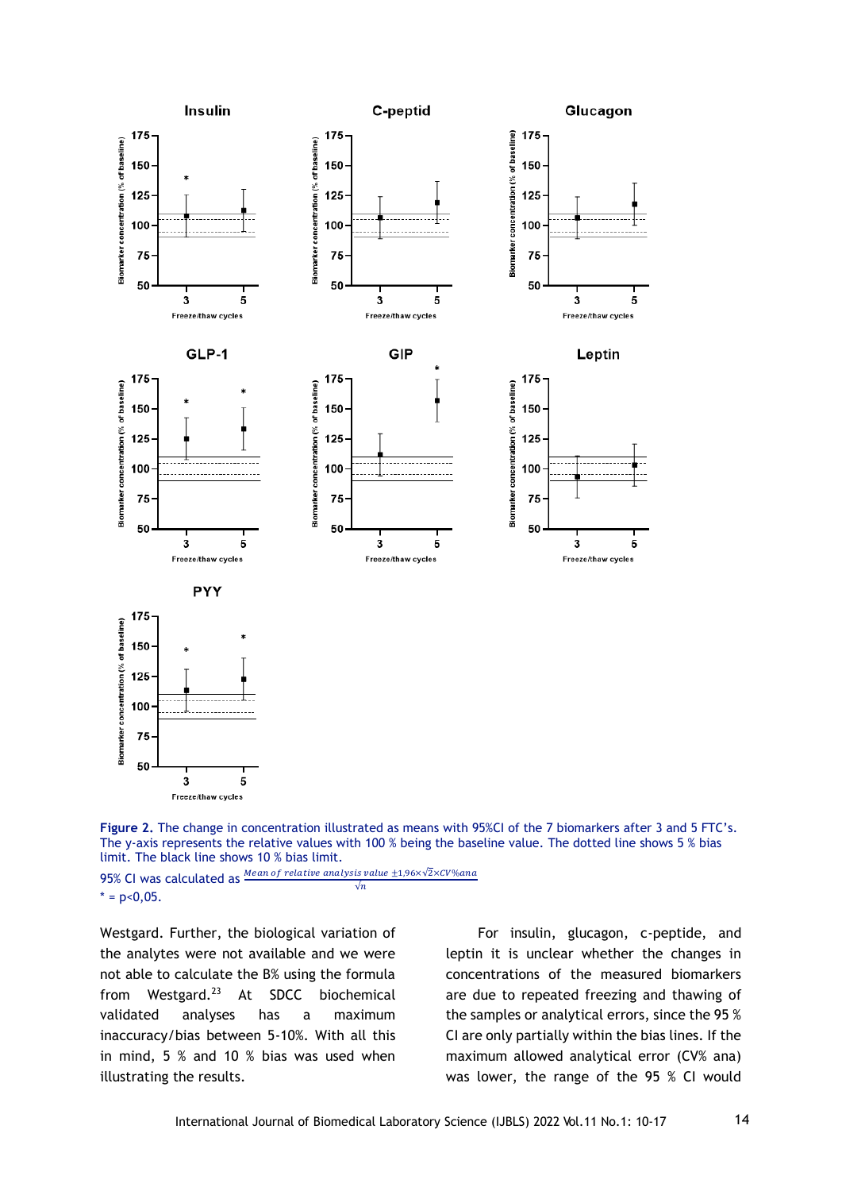**Figure 2.** The change in concentration illustrated as means with 95%CI of the 7 biomarkers after 3 and 5 FTC's. The y-axis represents the relative values with 100 % being the baseline value. The dotted line shows 5 % bias limit. The black line shows 10 % bias limit.

95% CI was calculated as $\frac{\textit{Mean of relative analysis value} \pm 1{,}96 \times \sqrt{2} \times CV\%ana}{\sqrt{n}}$

* = p<0,05.

Westgard. Further, the biological variation of the analytes were not available and we were not able to calculate the B% using the formula from Westgard.[23] At SDCC biochemical validated analyses has a maximum inaccuracy/bias between 5-10%. With all this in mind, 5 % and 10 % bias was used when illustrating the results.

For insulin, glucagon, c-peptide, and leptin it is unclear whether the changes in concentrations of the measured biomarkers are due to repeated freezing and thawing of the samples or analytical errors, since the 95 % CI are only partially within the bias lines. If the maximum allowed analytical error (CV% ana) was lower, the range of the 95 % CI would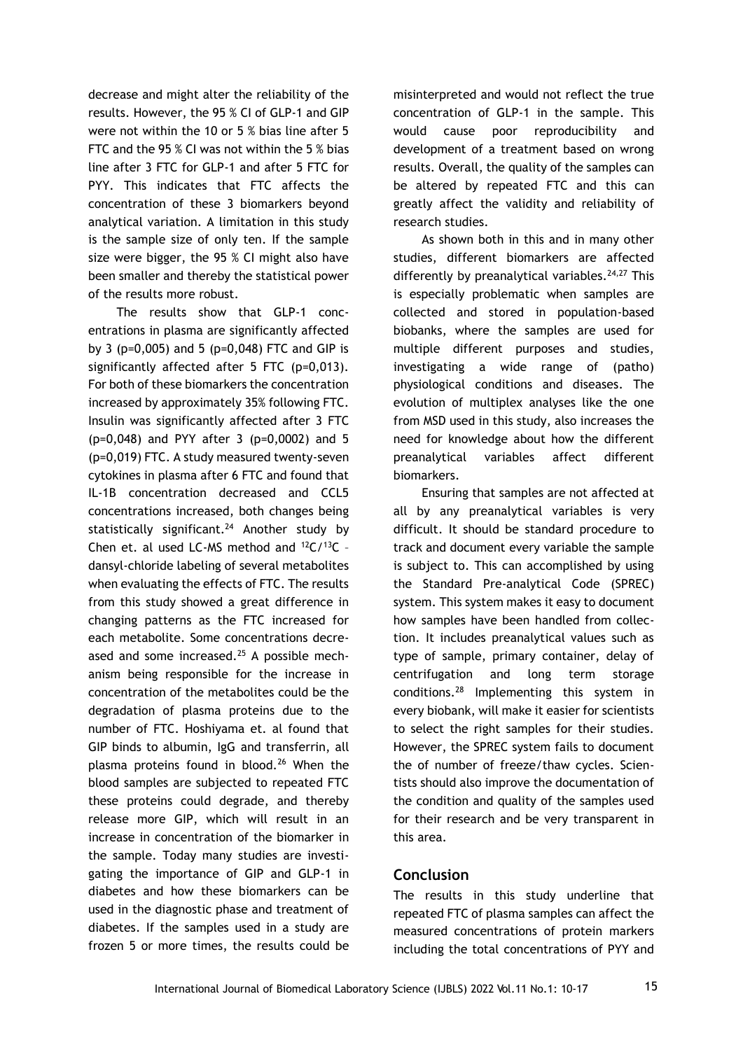decrease and might alter the reliability of the results. However, the 95 % CI of GLP-1 and GIP were not within the 10 or 5 % bias line after 5 FTC and the 95 % CI was not within the 5 % bias line after 3 FTC for GLP-1 and after 5 FTC for PYY. This indicates that FTC affects the concentration of these 3 biomarkers beyond analytical variation. A limitation in this study is the sample size of only ten. If the sample size were bigger, the 95 % CI might also have been smaller and thereby the statistical power of the results more robust.

The results show that GLP-1 concentrations in plasma are significantly affected by 3 (p=0,005) and 5 (p=0,048) FTC and GIP is significantly affected after 5 FTC (p=0,013). For both of these biomarkers the concentration increased by approximately 35% following FTC. Insulin was significantly affected after 3 FTC (p=0,048) and PYY after 3 (p=0,0002) and 5 (p=0,019) FTC. A study measured twenty-seven cytokines in plasma after 6 FTC and found that IL-1B concentration decreased and CCL5 concentrations increased, both changes being statistically significant.[24] Another study by Chen et. al used LC-MS method and $^{12}C/^{13}C$ – dansyl-chloride labeling of several metabolites when evaluating the effects of FTC. The results from this study showed a great difference in changing patterns as the FTC increased for each metabolite. Some concentrations decreased and some increased.[25] A possible mechanism being responsible for the increase in concentration of the metabolites could be the degradation of plasma proteins due to the number of FTC. Hoshiyama et. al found that GIP binds to albumin, IgG and transferrin, all plasma proteins found in blood.[26] When the blood samples are subjected to repeated FTC these proteins could degrade, and thereby release more GIP, which will result in an increase in concentration of the biomarker in the sample. Today many studies are investigating the importance of GIP and GLP-1 in diabetes and how these biomarkers can be used in the diagnostic phase and treatment of diabetes. If the samples used in a study are frozen 5 or more times, the results could be misinterpreted and would not reflect the true concentration of GLP-1 in the sample. This would cause poor reproducibility and development of a treatment based on wrong results. Overall, the quality of the samples can be altered by repeated FTC and this can greatly affect the validity and reliability of research studies.

As shown both in this and in many other studies, different biomarkers are affected differently by preanalytical variables.[24,27] This is especially problematic when samples are collected and stored in population-based biobanks, where the samples are used for multiple different purposes and studies, investigating a wide range of (patho) physiological conditions and diseases. The evolution of multiplex analyses like the one from MSD used in this study, also increases the need for knowledge about how the different preanalytical variables affect different biomarkers.

Ensuring that samples are not affected at all by any preanalytical variables is very difficult. It should be standard procedure to track and document every variable the sample is subject to. This can accomplished by using the Standard Pre-analytical Code (SPREC) system. This system makes it easy to document how samples have been handled from collection. It includes preanalytical values such as type of sample, primary container, delay of centrifugation and long term storage conditions.[28] Implementing this system in every biobank, will make it easier for scientists to select the right samples for their studies. However, the SPREC system fails to document the of number of freeze/thaw cycles. Scientists should also improve the documentation of the condition and quality of the samples used for their research and be very transparent in this area.

## Conclusion

The results in this study underline that repeated FTC of plasma samples can affect the measured concentrations of protein markers including the total concentrations of PYY and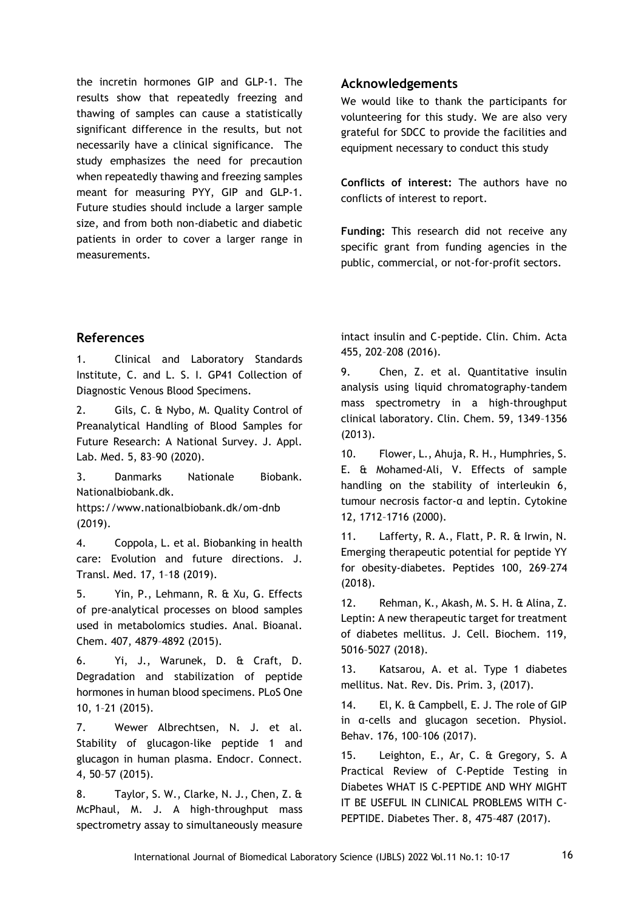the incretin hormones GIP and GLP-1. The results show that repeatedly freezing and thawing of samples can cause a statistically significant difference in the results, but not necessarily have a clinical significance. The study emphasizes the need for precaution when repeatedly thawing and freezing samples meant for measuring PYY, GIP and GLP-1. Future studies should include a larger sample size, and from both non-diabetic and diabetic patients in order to cover a larger range in measurements.

## Acknowledgements

We would like to thank the participants for volunteering for this study. We are also very grateful for SDCC to provide the facilities and equipment necessary to conduct this study

**Conflicts of interest:** The authors have no conflicts of interest to report.

**Funding:** This research did not receive any specific grant from funding agencies in the public, commercial, or not-for-profit sectors.

## References

1. Clinical and Laboratory Standards Institute, C. and L. S. I. GP41 Collection of Diagnostic Venous Blood Specimens.
2. Gils, C. & Nybo, M. Quality Control of Preanalytical Handling of Blood Samples for Future Research: A National Survey. J. Appl. Lab. Med. 5, 83–90 (2020).
3. Danmarks Nationale Biobank. Nationalbiobank.dk. https://www.nationalbiobank.dk/om-dnb (2019).
4. Coppola, L. et al. Biobanking in health care: Evolution and future directions. J. Transl. Med. 17, 1–18 (2019).
5. Yin, P., Lehmann, R. & Xu, G. Effects of pre-analytical processes on blood samples used in metabolomics studies. Anal. Bioanal. Chem. 407, 4879–4892 (2015).
6. Yi, J., Warunek, D. & Craft, D. Degradation and stabilization of peptide hormones in human blood specimens. PLoS One 10, 1–21 (2015).
7. Wewer Albrechtsen, N. J. et al. Stability of glucagon-like peptide 1 and glucagon in human plasma. Endocr. Connect. 4, 50–57 (2015).
8. Taylor, S. W., Clarke, N. J., Chen, Z. & McPhaul, M. J. A high-throughput mass spectrometry assay to simultaneously measure intact insulin and C-peptide. Clin. Chim. Acta 455, 202–208 (2016).
9. Chen, Z. et al. Quantitative insulin analysis using liquid chromatography-tandem mass spectrometry in a high-throughput clinical laboratory. Clin. Chem. 59, 1349–1356 (2013).
10. Flower, L., Ahuja, R. H., Humphries, S. E. & Mohamed-Ali, V. Effects of sample handling on the stability of interleukin 6, tumour necrosis factor-α and leptin. Cytokine 12, 1712–1716 (2000).
11. Lafferty, R. A., Flatt, P. R. & Irwin, N. Emerging therapeutic potential for peptide YY for obesity-diabetes. Peptides 100, 269–274 (2018).
12. Rehman, K., Akash, M. S. H. & Alina, Z. Leptin: A new therapeutic target for treatment of diabetes mellitus. J. Cell. Biochem. 119, 5016–5027 (2018).
13. Katsarou, A. et al. Type 1 diabetes mellitus. Nat. Rev. Dis. Prim. 3, (2017).
14. El, K. & Campbell, E. J. The role of GIP in α-cells and glucagon secetion. Physiol. Behav. 176, 100–106 (2017).
15. Leighton, E., Ar, C. & Gregory, S. A Practical Review of C-Peptide Testing in Diabetes WHAT IS C-PEPTIDE AND WHY MIGHT IT BE USEFUL IN CLINICAL PROBLEMS WITH C-PEPTIDE. Diabetes Ther. 8, 475–487 (2017).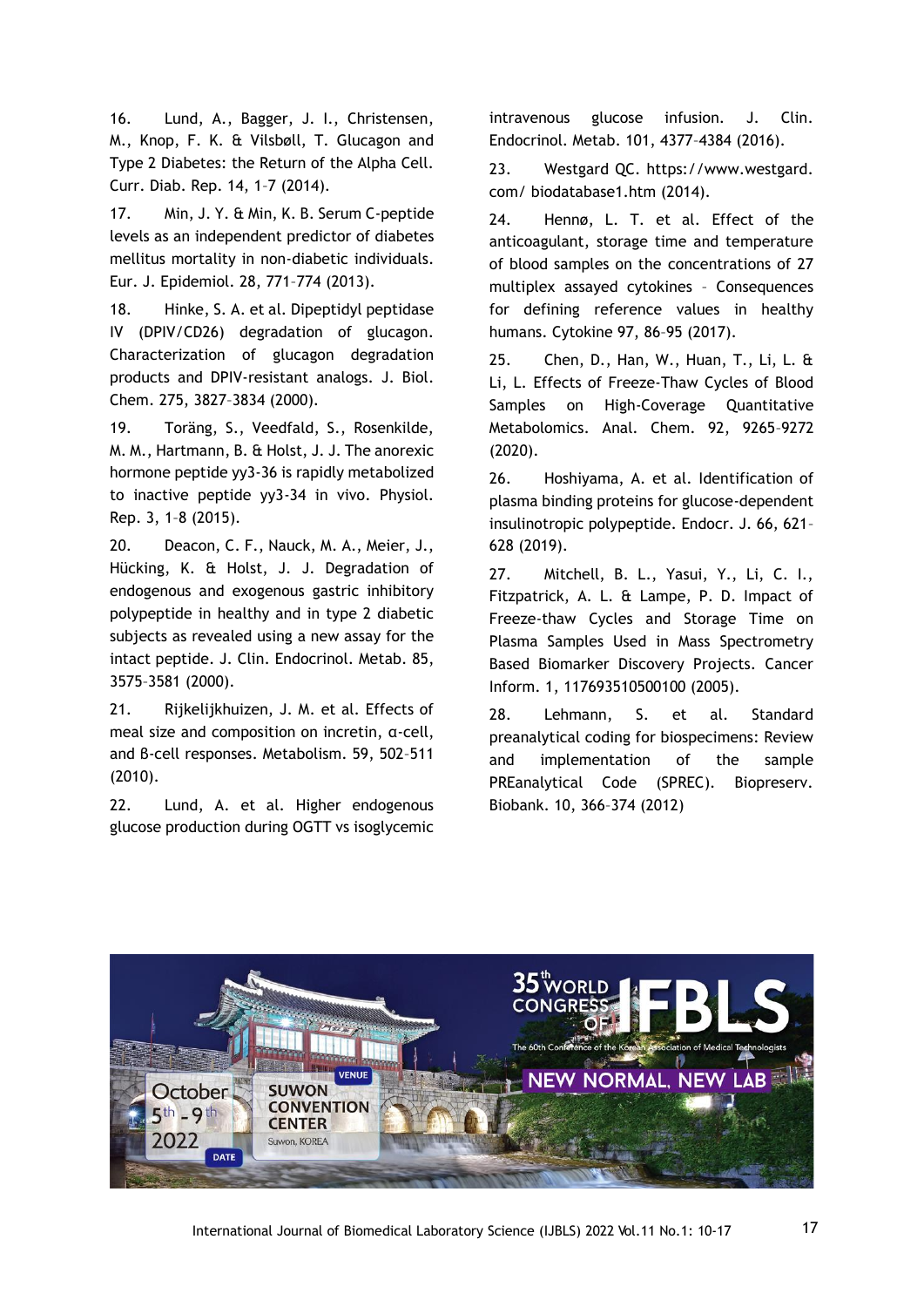16. Lund, A., Bagger, J. I., Christensen, M., Knop, F. K. & Vilsbøll, T. Glucagon and Type 2 Diabetes: the Return of the Alpha Cell. Curr. Diab. Rep. 14, 1–7 (2014).

17. Min, J. Y. & Min, K. B. Serum C-peptide levels as an independent predictor of diabetes mellitus mortality in non-diabetic individuals. Eur. J. Epidemiol. 28, 771–774 (2013).

18. Hinke, S. A. et al. Dipeptidyl peptidase IV (DPIV/CD26) degradation of glucagon. Characterization of glucagon degradation products and DPIV-resistant analogs. J. Biol. Chem. 275, 3827–3834 (2000).

19. Toräng, S., Veedfald, S., Rosenkilde, M. M., Hartmann, B. & Holst, J. J. The anorexic hormone peptide yy3-36 is rapidly metabolized to inactive peptide yy3-34 in vivo. Physiol. Rep. 3, 1–8 (2015).

20. Deacon, C. F., Nauck, M. A., Meier, J., Hücking, K. & Holst, J. J. Degradation of endogenous and exogenous gastric inhibitory polypeptide in healthy and in type 2 diabetic subjects as revealed using a new assay for the intact peptide. J. Clin. Endocrinol. Metab. 85, 3575–3581 (2000).

21. Rijkelijkhuizen, J. M. et al. Effects of meal size and composition on incretin, α-cell, and β-cell responses. Metabolism. 59, 502–511 (2010).

22. Lund, A. et al. Higher endogenous glucose production during OGTT vs isoglycemic intravenous glucose infusion. J. Clin. Endocrinol. Metab. 101, 4377–4384 (2016).

23. Westgard QC. https://www.westgard.com/ biodatabase1.htm (2014).

24. Hennø, L. T. et al. Effect of the anticoagulant, storage time and temperature of blood samples on the concentrations of 27 multiplex assayed cytokines – Consequences for defining reference values in healthy humans. Cytokine 97, 86–95 (2017).

25. Chen, D., Han, W., Huan, T., Li, L. & Li, L. Effects of Freeze-Thaw Cycles of Blood Samples on High-Coverage Quantitative Metabolomics. Anal. Chem. 92, 9265–9272 (2020).

26. Hoshiyama, A. et al. Identification of plasma binding proteins for glucose-dependent insulinotropic polypeptide. Endocr. J. 66, 621–628 (2019).

27. Mitchell, B. L., Yasui, Y., Li, C. I., Fitzpatrick, A. L. & Lampe, P. D. Impact of Freeze-thaw Cycles and Storage Time on Plasma Samples Used in Mass Spectrometry Based Biomarker Discovery Projects. Cancer Inform. 1, 117693510500100 (2005).

28. Lehmann, S. et al. Standard preanalytical coding for biospecimens: Review and implementation of the sample PREanalytical Code (SPREC). Biopreserv. Biobank. 10, 366–374 (2012)